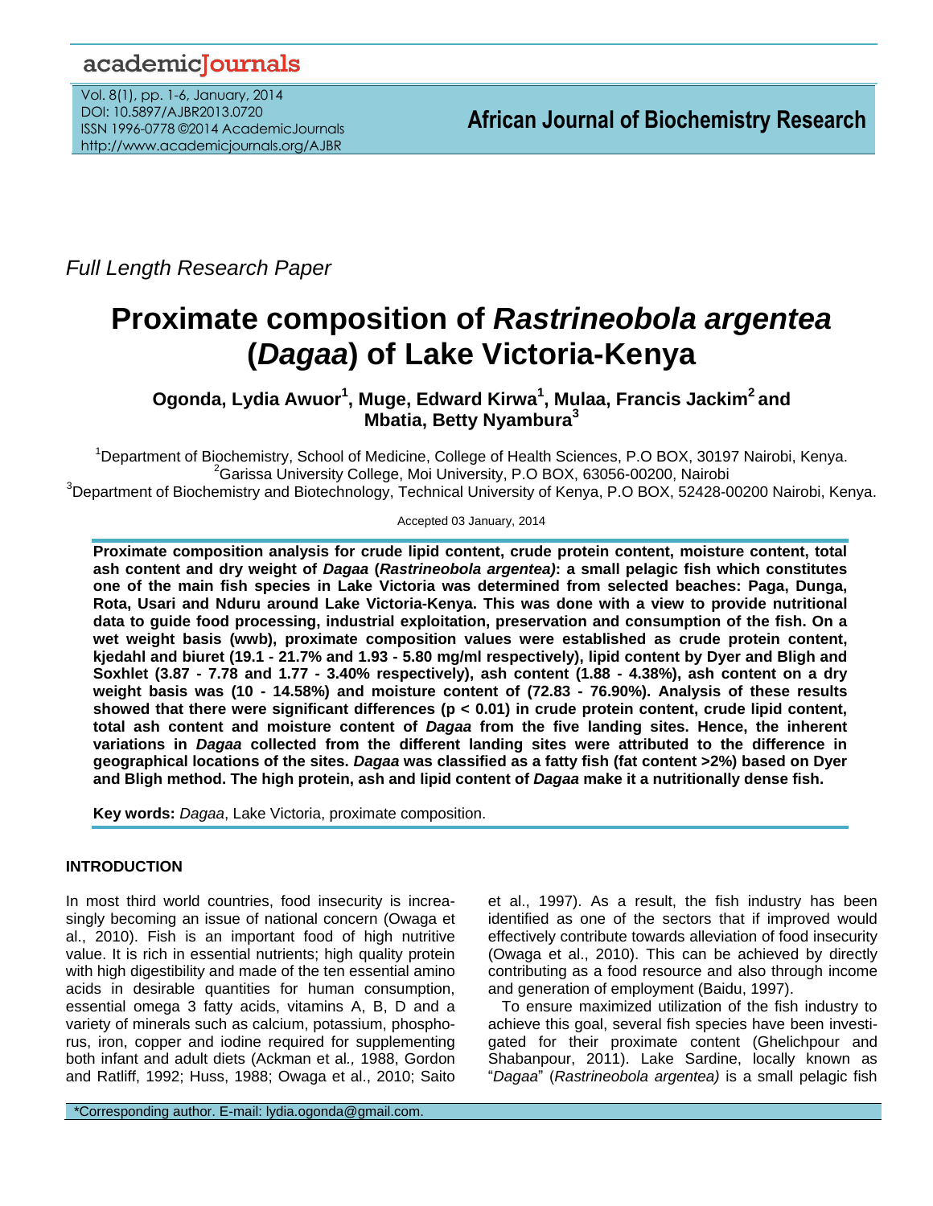*Full Length Research Paper*

# Proximate composition of *Rastrineobola argentea* (*Dagaa*) of Lake Victoria-Kenya

**Ogonda, Lydia Awuor[1], Muge, Edward Kirwa[1], Mulaa, Francis Jackim[2] and Mbatia, Betty Nyambura[3]**

[1]Department of Biochemistry, School of Medicine, College of Health Sciences, P.O BOX, 30197 Nairobi, Kenya.
[2]Garissa University College, Moi University, P.O BOX, 63056-00200, Nairobi
[3]Department of Biochemistry and Biotechnology, Technical University of Kenya, P.O BOX, 52428-00200 Nairobi, Kenya.

Accepted 03 January, 2014

**Proximate composition analysis for crude lipid content, crude protein content, moisture content, total ash content and dry weight of *Dagaa* (*Rastrineobola argentea*): a small pelagic fish which constitutes one of the main fish species in Lake Victoria was determined from selected beaches: Paga, Dunga, Rota, Usari and Nduru around Lake Victoria-Kenya. This was done with a view to provide nutritional data to guide food processing, industrial exploitation, preservation and consumption of the fish. On a wet weight basis (wwb), proximate composition values were established as crude protein content, kjedahl and biuret (19.1 - 21.7% and 1.93 - 5.80 mg/ml respectively), lipid content by Dyer and Bligh and Soxhlet (3.87 - 7.78 and 1.77 - 3.40% respectively), ash content (1.88 - 4.38%), ash content on a dry weight basis was (10 - 14.58%) and moisture content of (72.83 - 76.90%). Analysis of these results showed that there were significant differences ($p < 0.01$) in crude protein content, crude lipid content, total ash content and moisture content of *Dagaa* from the five landing sites. Hence, the inherent variations in *Dagaa* collected from the different landing sites were attributed to the difference in geographical locations of the sites. *Dagaa* was classified as a fatty fish (fat content >2%) based on Dyer and Bligh method. The high protein, ash and lipid content of *Dagaa* make it a nutritionally dense fish.**

**Key words:** *Dagaa*, Lake Victoria, proximate composition.

## INTRODUCTION

In most third world countries, food insecurity is increasingly becoming an issue of national concern (Owaga et al., 2010). Fish is an important food of high nutritive value. It is rich in essential nutrients; high quality protein with high digestibility and made of the ten essential amino acids in desirable quantities for human consumption, essential omega 3 fatty acids, vitamins A, B, D and a variety of minerals such as calcium, potassium, phosphorus, iron, copper and iodine required for supplementing both infant and adult diets (Ackman et al., 1988, Gordon and Ratliff, 1992; Huss, 1988; Owaga et al., 2010; Saito et al., 1997). As a result, the fish industry has been identified as one of the sectors that if improved would effectively contribute towards alleviation of food insecurity (Owaga et al., 2010). This can be achieved by directly contributing as a food resource and also through income and generation of employment (Baidu, 1997).

To ensure maximized utilization of the fish industry to achieve this goal, several fish species have been investigated for their proximate content (Ghelichpour and Shabanpour, 2011). Lake Sardine, locally known as "*Dagaa*" (*Rastrineobola argentea)* is a small pelagic fish

*Corresponding author. E-mail: lydia.ogonda@gmail.com.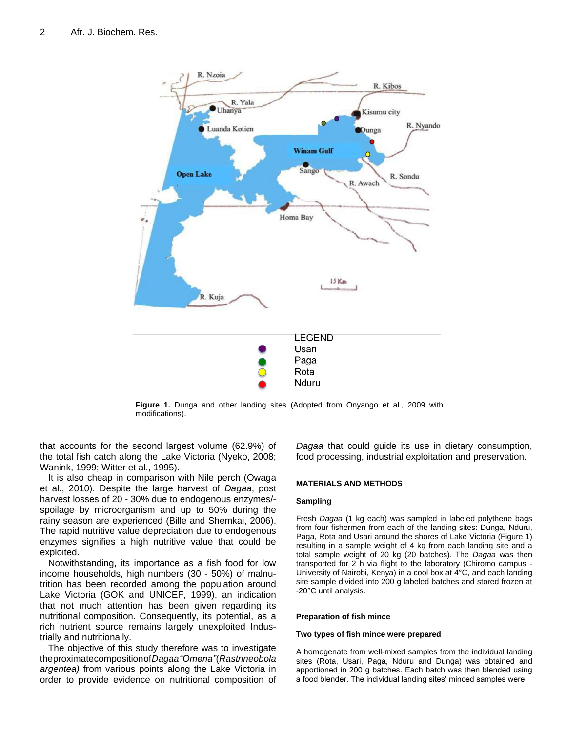Figure 1. Dunga and other landing sites (Adopted from Onyango et al., 2009 with modifications).

that accounts for the second largest volume (62.9%) of the total fish catch along the Lake Victoria (Nyeko, 2008; Wanink, 1999; Witter et al., 1995).

It is also cheap in comparison with Nile perch (Owaga et al., 2010). Despite the large harvest of *Dagaa*, post harvest losses of 20 - 30% due to endogenous enzymes/-spoilage by microorganism and up to 50% during the rainy season are experienced (Bille and Shemkai, 2006). The rapid nutritive value depreciation due to endogenous enzymes signifies a high nutritive value that could be exploited.

Notwithstanding, its importance as a fish food for low income households, high numbers (30 - 50%) of malnutrition has been recorded among the population around Lake Victoria (GOK and UNICEF, 1999), an indication that not much attention has been given regarding its nutritional composition. Consequently, its potential, as a rich nutrient source remains largely unexploited Industrially and nutritionally.

The objective of this study therefore was to investigate the proximate composition of *Dagaa "Omena"* (*Rastrineobola argentea)* from various points along the Lake Victoria in order to provide evidence on nutritional composition of *Dagaa* that could guide its use in dietary consumption, food processing, industrial exploitation and preservation.

## MATERIALS AND METHODS

### Sampling

Fresh *Dagaa* (1 kg each) was sampled in labeled polythene bags from four fishermen from each of the landing sites: Dunga, Nduru, Paga, Rota and Usari around the shores of Lake Victoria (Figure 1) resulting in a sample weight of 4 kg from each landing site and a total sample weight of 20 kg (20 batches). The *Dagaa* was then transported for 2 h via flight to the laboratory (Chiromo campus - University of Nairobi, Kenya) in a cool box at 4°C, and each landing site sample divided into 200 g labeled batches and stored frozen at -20°C until analysis.

### Preparation of fish mince

### Two types of fish mince were prepared

A homogenate from well-mixed samples from the individual landing sites (Rota, Usari, Paga, Nduru and Dunga) was obtained and apportioned in 200 g batches. Each batch was then blended using a food blender. The individual landing sites' minced samples were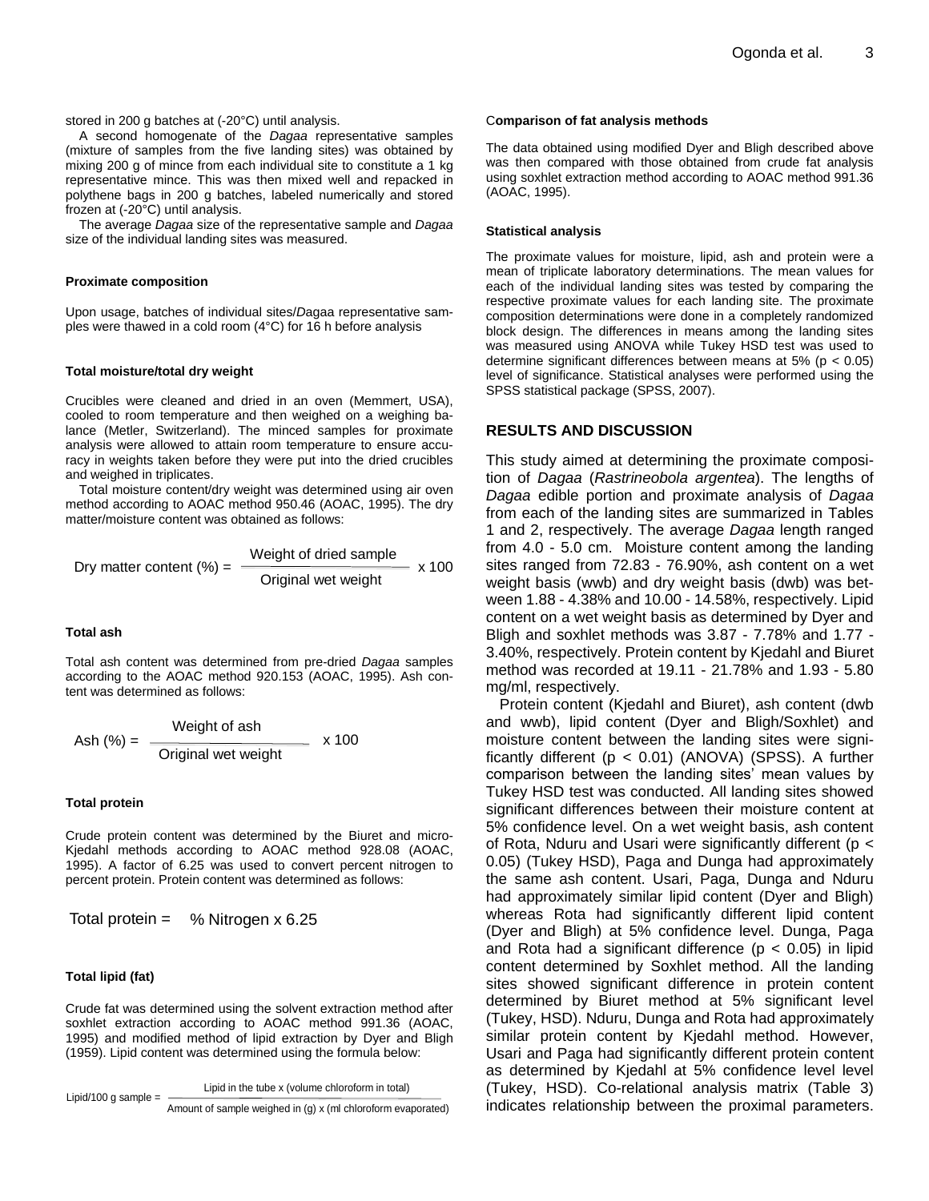stored in 200 g batches at (-20°C) until analysis.

A second homogenate of the *Dagaa* representative samples (mixture of samples from the five landing sites) was obtained by mixing 200 g of mince from each individual site to constitute a 1 kg representative mince. This was then mixed well and repacked in polythene bags in 200 g batches, labeled numerically and stored frozen at (-20°C) until analysis.

The average *Dagaa* size of the representative sample and *Dagaa* size of the individual landing sites was measured.

#### Proximate composition

Upon usage, batches of individual sites/Dagaa representative samples were thawed in a cold room (4°C) for 16 h before analysis

#### Total moisture/total dry weight

Crucibles were cleaned and dried in an oven (Memmert, USA), cooled to room temperature and then weighed on a weighing balance (Metler, Switzerland). The minced samples for proximate analysis were allowed to attain room temperature to ensure accuracy in weights taken before they were put into the dried crucibles and weighed in triplicates.

Total moisture content/dry weight was determined using air oven method according to AOAC method 950.46 (AOAC, 1995). The dry matter/moisture content was obtained as follows:

$$\text{Dry matter content (\%)} = \frac{\text{Weight of dried sample}}{\text{Original wet weight}} \times 100$$

#### Total ash

Total ash content was determined from pre-dried *Dagaa* samples according to the AOAC method 920.153 (AOAC, 1995). Ash content was determined as follows:

$$\text{Ash (\%)} = \frac{\text{Weight of ash}}{\text{Original wet weight}} \times 100$$

#### Total protein

Crude protein content was determined by the Biuret and micro-Kjedahl methods according to AOAC method 928.08 (AOAC, 1995). A factor of 6.25 was used to convert percent nitrogen to percent protein. Protein content was determined as follows:

$$\text{Total protein} = \text{\% Nitrogen} \times 6.25$$

#### Total lipid (fat)

Crude fat was determined using the solvent extraction method after soxhlet extraction according to AOAC method 991.36 (AOAC, 1995) and modified method of lipid extraction by Dyer and Bligh (1959). Lipid content was determined using the formula below:

$$\text{Lipid/100 g sample} = \frac{\text{Lipid in the tube} \times \text{(volume chloroform in total)}}{\text{Amount of sample weighed in (g)} \times \text{(ml chloroform evaporated)}}$$

#### Comparison of fat analysis methods

The data obtained using modified Dyer and Bligh described above was then compared with those obtained from crude fat analysis using soxhlet extraction method according to AOAC method 991.36 (AOAC, 1995).

#### Statistical analysis

The proximate values for moisture, lipid, ash and protein were a mean of triplicate laboratory determinations. The mean values for each of the individual landing sites was tested by comparing the respective proximate values for each landing site. The proximate composition determinations were done in a completely randomized block design. The differences in means among the landing sites was measured using ANOVA while Tukey HSD test was used to determine significant differences between means at 5% ($p < 0.05$) level of significance. Statistical analyses were performed using the SPSS statistical package (SPSS, 2007).

## RESULTS AND DISCUSSION

This study aimed at determining the proximate composition of *Dagaa* (*Rastrineobola argentea*). The lengths of *Dagaa* edible portion and proximate analysis of *Dagaa* from each of the landing sites are summarized in Tables 1 and 2, respectively. The average *Dagaa* length ranged from 4.0 - 5.0 cm. Moisture content among the landing sites ranged from 72.83 - 76.90%, ash content on a wet weight basis (wwb) and dry weight basis (dwb) was between 1.88 - 4.38% and 10.00 - 14.58%, respectively. Lipid content on a wet weight basis as determined by Dyer and Bligh and soxhlet methods was 3.87 - 7.78% and 1.77 - 3.40%, respectively. Protein content by Kjedahl and Biuret method was recorded at 19.11 - 21.78% and 1.93 - 5.80 mg/ml, respectively.

Protein content (Kjedahl and Biuret), ash content (dwb and wwb), lipid content (Dyer and Bligh/Soxhlet) and moisture content between the landing sites were significantly different ($p < 0.01$) (ANOVA) (SPSS). A further comparison between the landing sites' mean values by Tukey HSD test was conducted. All landing sites showed significant differences between their moisture content at 5% confidence level. On a wet weight basis, ash content of Rota, Nduru and Usari were significantly different ($p < 0.05$) (Tukey HSD), Paga and Dunga had approximately the same ash content. Usari, Paga, Dunga and Nduru had approximately similar lipid content (Dyer and Bligh) whereas Rota had significantly different lipid content (Dyer and Bligh) at 5% confidence level. Dunga, Paga and Rota had a significant difference ($p < 0.05$) in lipid content determined by Soxhlet method. All the landing sites showed significant difference in protein content determined by Biuret method at 5% significant level (Tukey, HSD). Nduru, Dunga and Rota had approximately similar protein content by Kjedahl method. However, Usari and Paga had significantly different protein content as determined by Kjedahl at 5% confidence level level (Tukey, HSD). Co-relational analysis matrix (Table 3) indicates relationship between the proximal parameters.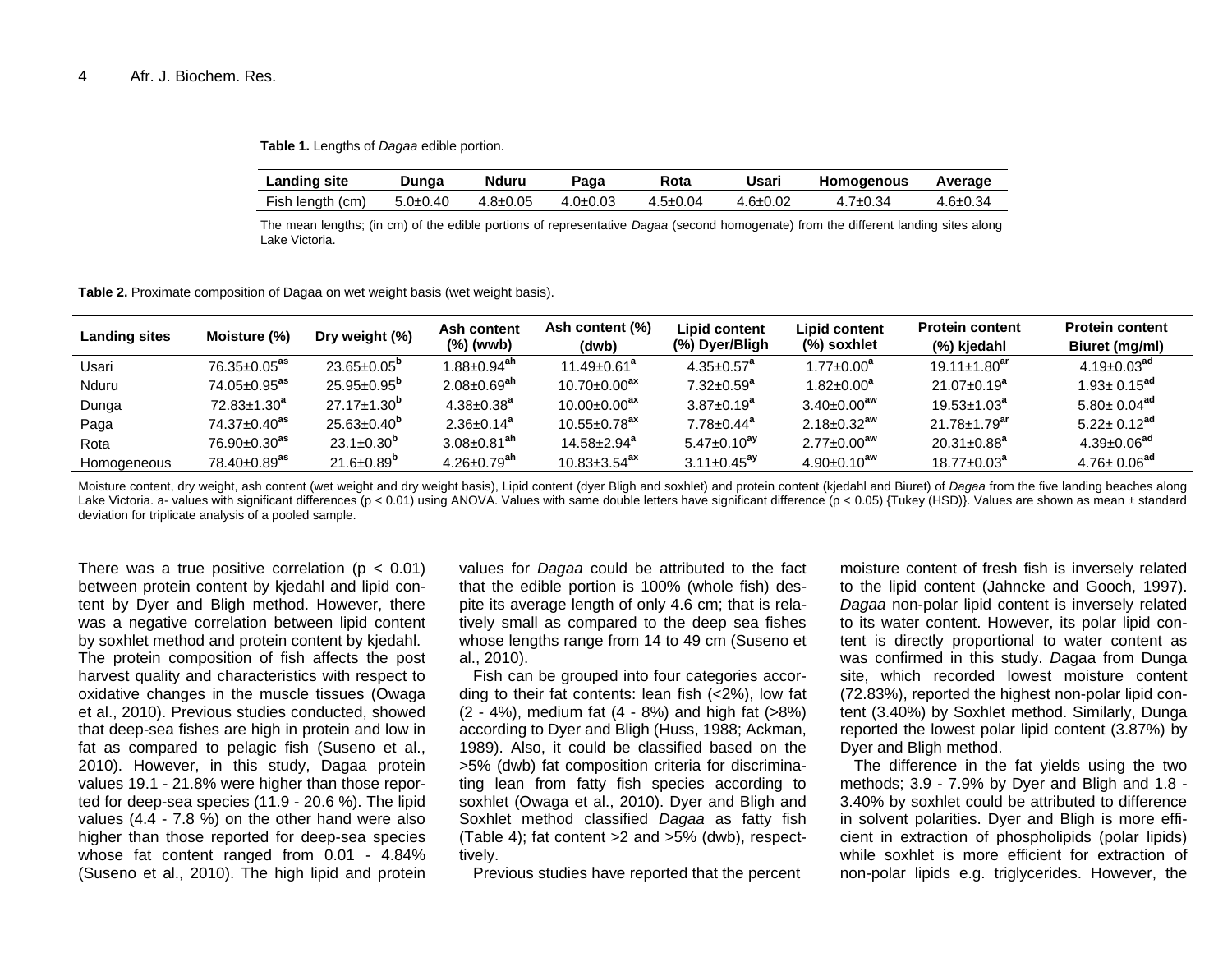**Table 1.** Lengths of *Dagaa* edible portion.

| Landing site | Dunga | Nduru | Paga | Rota | Usari | Homogenous | Average |
|---|---|---|---|---|---|---|---|
| Fish length (cm) | 5.0±0.40 | 4.8±0.05 | 4.0±0.03 | 4.5±0.04 | 4.6±0.02 | 4.7±0.34 | 4.6±0.34 |

The mean lengths; (in cm) of the edible portions of representative *Dagaa* (second homogenate) from the different landing sites along Lake Victoria.

**Table 2.** Proximate composition of Dagaa on wet weight basis (wet weight basis).

| Landing sites | Moisture (%) | Dry weight (%) | Ash content (%) (wwb) | Ash content (%) (dwb) | Lipid content (%) Dyer/Bligh | Lipid content (%) soxhlet | Protein content (%) kjedahl | Protein content Biuret (mg/ml) |
|---|---|---|---|---|---|---|---|---|
| Usari | 76.35±0.05$^{as}$ | 23.65±0.05$^{b}$ | 1.88±0.94$^{ah}$ | 11.49±0.61$^{a}$ | 4.35±0.57$^{a}$ | 1.77±0.00$^{a}$ | 19.11±1.80$^{ar}$ | 4.19±0.03$^{ad}$ |
| Nduru | 74.05±0.95$^{as}$ | 25.95±0.95$^{b}$ | 2.08±0.69$^{ah}$ | 10.70±0.00$^{ax}$ | 7.32±0.59$^{a}$ | 1.82±0.00$^{a}$ | 21.07±0.19$^{a}$ | 1.93± 0.15$^{ad}$ |
| Dunga | 72.83±1.30$^{a}$ | 27.17±1.30$^{b}$ | 4.38±0.38$^{a}$ | 10.00±0.00$^{ax}$ | 3.87±0.19$^{a}$ | 3.40±0.00$^{aw}$ | 19.53±1.03$^{a}$ | 5.80± 0.04$^{ad}$ |
| Paga | 74.37±0.40$^{as}$ | 25.63±0.40$^{b}$ | 2.36±0.14$^{a}$ | 10.55±0.78$^{ax}$ | 7.78±0.44$^{a}$ | 2.18±0.32$^{aw}$ | 21.78±1.79$^{ar}$ | 5.22± 0.12$^{ad}$ |
| Rota | 76.90±0.30$^{as}$ | 23.1±0.30$^{b}$ | 3.08±0.81$^{ah}$ | 14.58±2.94$^{a}$ | 5.47±0.10$^{ay}$ | 2.77±0.00$^{aw}$ | 20.31±0.88$^{a}$ | 4.39±0.06$^{ad}$ |
| Homogeneous | 78.40±0.89$^{as}$ | 21.6±0.89$^{b}$ | 4.26±0.79$^{ah}$ | 10.83±3.54$^{ax}$ | 3.11±0.45$^{ay}$ | 4.90±0.10$^{aw}$ | 18.77±0.03$^{a}$ | 4.76± 0.06$^{ad}$ |

Moisture content, dry weight, ash content (wet weight and dry weight basis), Lipid content (dyer Bligh and soxhlet) and protein content (kjedahl and Biuret) of *Dagaa* from the five landing beaches along Lake Victoria. a- values with significant differences ($p < 0.01$) using ANOVA. Values with same double letters have significant difference ($p < 0.05$) {Tukey (HSD)}. Values are shown as mean ± standard deviation for triplicate analysis of a pooled sample.

There was a true positive correlation ($p < 0.01$) between protein content by kjedahl and lipid content by Dyer and Bligh method. However, there was a negative correlation between lipid content by soxhlet method and protein content by kjedahl.

The protein composition of fish affects the post harvest quality and characteristics with respect to oxidative changes in the muscle tissues (Owaga et al., 2010). Previous studies conducted, showed that deep-sea fishes are high in protein and low in fat as compared to pelagic fish (Suseno et al., 2010). However, in this study, Dagaa protein values 19.1 - 21.8% were higher than those reported for deep-sea species (11.9 - 20.6 %). The lipid values (4.4 - 7.8 %) on the other hand were also higher than those reported for deep-sea species whose fat content ranged from 0.01 - 4.84% (Suseno et al., 2010). The high lipid and protein values for *Dagaa* could be attributed to the fact that the edible portion is 100% (whole fish) despite its average length of only 4.6 cm; that is relatively small as compared to the deep sea fishes whose lengths range from 14 to 49 cm (Suseno et al., 2010).

Fish can be grouped into four categories according to their fat contents: lean fish (<2%), low fat (2 - 4%), medium fat (4 - 8%) and high fat (>8%) according to Dyer and Bligh (Huss, 1988; Ackman, 1989). Also, it could be classified based on the >5% (dwb) fat composition criteria for discriminating lean from fatty fish species according to soxhlet (Owaga et al., 2010). Dyer and Bligh and Soxhlet method classified *Dagaa* as fatty fish (Table 4); fat content >2 and >5% (dwb), respectively.

Previous studies have reported that the percent moisture content of fresh fish is inversely related to the lipid content (Jahncke and Gooch, 1997). *Dagaa* non-polar lipid content is inversely related to its water content. However, its polar lipid content is directly proportional to water content as was confirmed in this study. *D*agaa from Dunga site, which recorded lowest moisture content (72.83%), reported the highest non-polar lipid content (3.40%) by Soxhlet method. Similarly, Dunga reported the lowest polar lipid content (3.87%) by Dyer and Bligh method.

The difference in the fat yields using the two methods; 3.9 - 7.9% by Dyer and Bligh and 1.8 - 3.40% by soxhlet could be attributed to difference in solvent polarities. Dyer and Bligh is more efficient in extraction of phospholipids (polar lipids) while soxhlet is more efficient for extraction of non-polar lipids e.g. triglycerides. However, the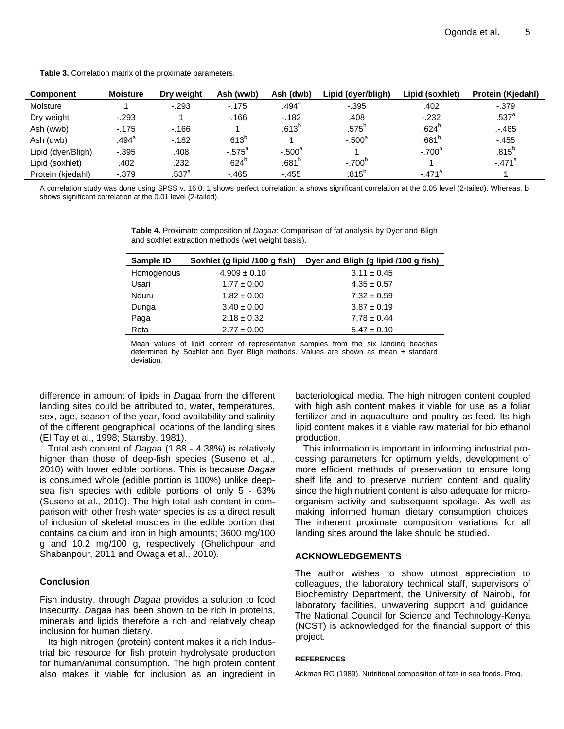**Table 3.** Correlation matrix of the proximate parameters.

| Component | Moisture | Dry weight | Ash (wwb) | Ash (dwb) | Lipid (dyer/bligh) | Lipid (soxhlet) | Protein (Kjedahl) |
|---|---|---|---|---|---|---|---|
| Moisture | 1 | -.293 | -.175 | .494[a] | -.395 | .402 | -.379 |
| Dry weight | -.293 | 1 | -.166 | -.182 | .408 | -.232 | .537[a] |
| Ash (wwb) | -.175 | -.166 | 1 | .613[b] | .575[b] | .624[b] | .-.465 |
| Ash (dwb) | .494[a] | -.182 | .613[b] | 1 | -.500[a] | .681[b] | -.455 |
| Lipid (dyer/Bligh) | -.395 | .408 | -.575[a] | -.500[a] | 1 | -.700[b] | .815[b] |
| Lipid (soxhlet) | .402 | .232 | .624[b] | .681[b] | -.700[b] | 1 | -.471[a] |
| Protein (kjedahl) | -.379 | .537[a] | -.465 | -.455 | .815[b] | -.471[a] | 1 |

A correlation study was done using SPSS v. 16.0. 1 shows perfect correlation. a shows significant correlation at the 0.05 level (2-tailed). Whereas, b shows significant correlation at the 0.01 level (2-tailed).

**Table 4.** Proximate composition of *Dagaa*: Comparison of fat analysis by Dyer and Bligh and soxhlet extraction methods (wet weight basis).

| Sample ID | Soxhlet (g lipid /100 g fish) | Dyer and Bligh (g lipid /100 g fish) |
|---|---|---|
| Homogenous | 4.909 ± 0.10 | 3.11 ± 0.45 |
| Usari | 1.77 ± 0.00 | 4.35 ± 0.57 |
| Nduru | 1.82 ± 0.00 | 7.32 ± 0.59 |
| Dunga | 3.40 ± 0.00 | 3.87 ± 0.19 |
| Paga | 2.18 ± 0.32 | 7.78 ± 0.44 |
| Rota | 2.77 ± 0.00 | 5.47 ± 0.10 |

Mean values of lipid content of representative samples from the six landing beaches determined by Soxhlet and Dyer Bligh methods. Values are shown as mean ± standard deviation.

difference in amount of lipids in *D*agaa from the different landing sites could be attributed to, water, temperatures, sex, age, season of the year, food availability and salinity of the different geographical locations of the landing sites (El Tay et al., 1998; Stansby, 1981).

Total ash content of *Dagaa* (1.88 - 4.38%) is relatively higher than those of deep-fish species (Suseno et al., 2010) with lower edible portions. This is because *Dagaa* is consumed whole (edible portion is 100%) unlike deep-sea fish species with edible portions of only 5 - 63% (Suseno et al., 2010). The high total ash content in comparison with other fresh water species is as a direct result of inclusion of skeletal muscles in the edible portion that contains calcium and iron in high amounts; 3600 mg/100 g and 10.2 mg/100 g, respectively (Ghelichpour and Shabanpour, 2011 and Owaga et al., 2010).

## Conclusion

Fish industry, through *Dagaa* provides a solution to food insecurity. *D*agaa has been shown to be rich in proteins, minerals and lipids therefore a rich and relatively cheap inclusion for human dietary.

Its high nitrogen (protein) content makes it a rich Industrial bio resource for fish protein hydrolysate production for human/animal consumption. The high protein content also makes it viable for inclusion as an ingredient in bacteriological media. The high nitrogen content coupled with high ash content makes it viable for use as a foliar fertilizer and in aquaculture and poultry as feed. Its high lipid content makes it a viable raw material for bio ethanol production.

This information is important in informing industrial processing parameters for optimum yields, development of more efficient methods of preservation to ensure long shelf life and to preserve nutrient content and quality since the high nutrient content is also adequate for micro-organism activity and subsequent spoilage. As well as making informed human dietary consumption choices. The inherent proximate composition variations for all landing sites around the lake should be studied.

## ACKNOWLEDGEMENTS

The author wishes to show utmost appreciation to colleagues, the laboratory technical staff, supervisors of Biochemistry Department, the University of Nairobi, for laboratory facilities, unwavering support and guidance. The National Council for Science and Technology-Kenya (NCST) is acknowledged for the financial support of this project.

## REFERENCES

Ackman RG (1989). Nutritional composition of fats in sea foods. Prog.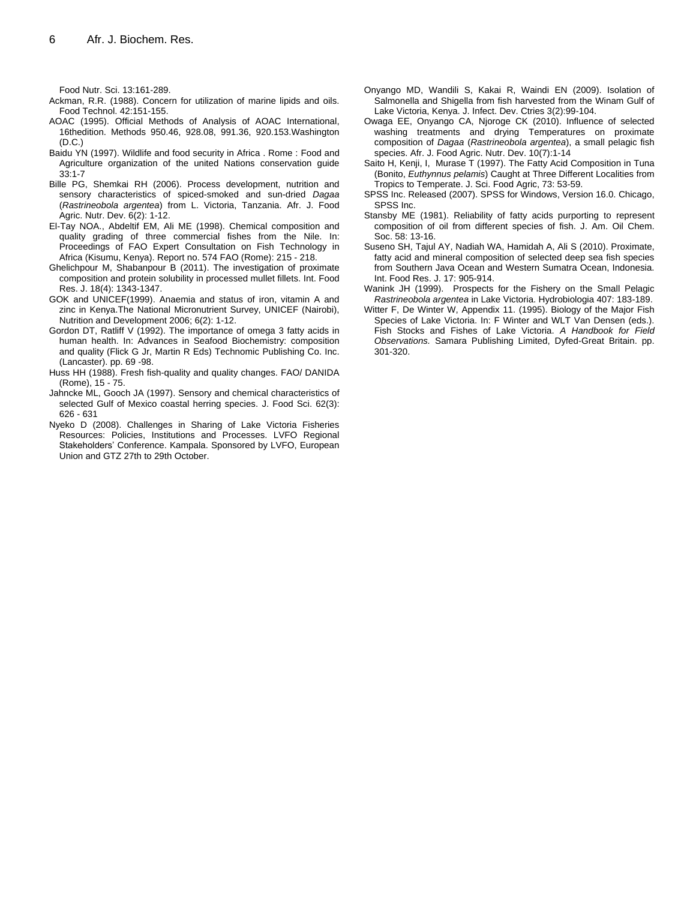Food Nutr. Sci. 13:161-289.

Ackman, R.R. (1988). Concern for utilization of marine lipids and oils. Food Technol. 42:151-155.

AOAC (1995). Official Methods of Analysis of AOAC International, 16thedition. Methods 950.46, 928.08, 991.36, 920.153.Washington (D.C.)

Baidu YN (1997). Wildlife and food security in Africa . Rome : Food and Agriculture organization of the united Nations conservation guide 33:1-7

Bille PG, Shemkai RH (2006). Process development, nutrition and sensory characteristics of spiced-smoked and sun-dried *Dagaa* (*Rastrineobola argentea*) from L. Victoria, Tanzania. Afr. J. Food Agric. Nutr. Dev. 6(2): 1-12.

El-Tay NOA., Abdeltif EM, Ali ME (1998). Chemical composition and quality grading of three commercial fishes from the Nile. In: Proceedings of FAO Expert Consultation on Fish Technology in Africa (Kisumu, Kenya). Report no. 574 FAO (Rome): 215 - 218.

Ghelichpour M, Shabanpour B (2011). The investigation of proximate composition and protein solubility in processed mullet fillets. Int. Food Res. J. 18(4): 1343-1347.

GOK and UNICEF(1999). Anaemia and status of iron, vitamin A and zinc in Kenya.The National Micronutrient Survey, UNICEF (Nairobi), Nutrition and Development 2006; 6(2): 1-12.

Gordon DT, Ratliff V (1992). The importance of omega 3 fatty acids in human health. In: Advances in Seafood Biochemistry: composition and quality (Flick G Jr, Martin R Eds) Technomic Publishing Co. Inc. (Lancaster). pp. 69 -98.

Huss HH (1988). Fresh fish-quality and quality changes. FAO/ DANIDA (Rome), 15 - 75.

Jahncke ML, Gooch JA (1997). Sensory and chemical characteristics of selected Gulf of Mexico coastal herring species. J. Food Sci. 62(3): 626 - 631

Nyeko D (2008). Challenges in Sharing of Lake Victoria Fisheries Resources: Policies, Institutions and Processes. LVFO Regional Stakeholders' Conference. Kampala. Sponsored by LVFO, European Union and GTZ 27th to 29th October.

Onyango MD, Wandili S, Kakai R, Waindi EN (2009). Isolation of Salmonella and Shigella from fish harvested from the Winam Gulf of Lake Victoria, Kenya. J. Infect. Dev. Ctries 3(2):99-104.

Owaga EE, Onyango CA, Njoroge CK (2010). Influence of selected washing treatments and drying Temperatures on proximate composition of *Dagaa* (*Rastrineobola argentea*), a small pelagic fish species. Afr. J. Food Agric. Nutr. Dev. 10(7):1-14

Saito H, Kenji, I, Murase T (1997). The Fatty Acid Composition in Tuna (Bonito, *Euthynnus pelamis*) Caught at Three Different Localities from Tropics to Temperate. J. Sci. Food Agric, 73: 53-59.

SPSS Inc. Released (2007). SPSS for Windows, Version 16.0. Chicago, SPSS Inc.

Stansby ME (1981). Reliability of fatty acids purporting to represent composition of oil from different species of fish. J. Am. Oil Chem. Soc. 58: 13-16.

Suseno SH, Tajul AY, Nadiah WA, Hamidah A, Ali S (2010). Proximate, fatty acid and mineral composition of selected deep sea fish species from Southern Java Ocean and Western Sumatra Ocean, Indonesia. Int. Food Res. J. 17: 905-914.

Wanink JH (1999). Prospects for the Fishery on the Small Pelagic *Rastrineobola argentea* in Lake Victoria. Hydrobiologia 407: 183-189.

Witter F, De Winter W, Appendix 11. (1995). Biology of the Major Fish Species of Lake Victoria. In: F Winter and WLT Van Densen (eds.). Fish Stocks and Fishes of Lake Victoria. *A Handbook for Field Observations.* Samara Publishing Limited, Dyfed-Great Britain. pp. 301-320.